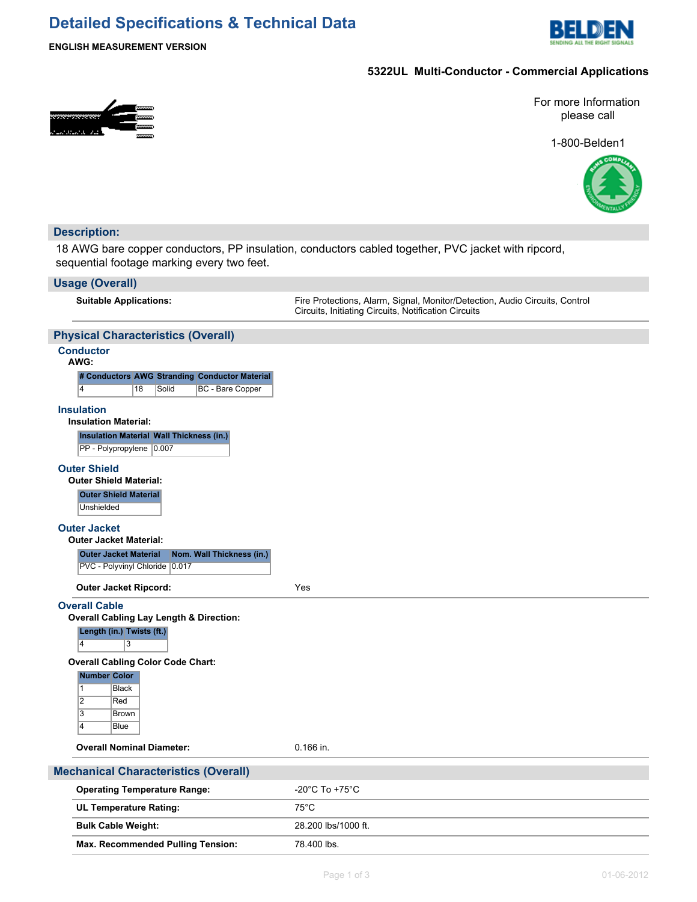# Detailed Specifications & Technical Data

**ENGLISH MEASUREMENT VERSION**

**5322UL Multi-Conductor - Commercial Applications**

For more Information please call

1-800-Belden1

## Description:

18 AWG bare copper conductors, PP insulation, conductors cabled together, PVC jacket with ripcord, sequential footage marking every two feet.

## Usage (Overall)

**Suitable Applications:** Fire Protections, Alarm, Signal, Monitor/Detection, Audio Circuits, Control Circuits, Initiating Circuits, Notification Circuits

## Physical Characteristics (Overall)

### Conductor

**AWG:**

| # Conductors | AWG | Stranding | Conductor Material |
|---|---|---|---|
| 4 | 18 | Solid | BC - Bare Copper |

### Insulation

**Insulation Material:**

| Insulation Material | Wall Thickness (in.) |
|---|---|
| PP - Polypropylene | 0.007 |

### Outer Shield

**Outer Shield Material:**

| Outer Shield Material |
|---|
| Unshielded |

### Outer Jacket

**Outer Jacket Material:**

| Outer Jacket Material | Nom. Wall Thickness (in.) |
|---|---|
| PVC - Polyvinyl Chloride | 0.017 |

**Outer Jacket Ripcord:** Yes

### Overall Cable

**Overall Cabling Lay Length & Direction:**

| Length (in.) | Twists (ft.) |
|---|---|
| 4 | 3 |

**Overall Cabling Color Code Chart:**

| Number | Color |
|---|---|
| 1 | Black |
| 2 | Red |
| 3 | Brown |
| 4 | Blue |

**Overall Nominal Diameter:** 0.166 in.

## Mechanical Characteristics (Overall)

| | |
|---|---|
| **Operating Temperature Range:** | -20°C To +75°C |
| **UL Temperature Rating:** | 75°C |
| **Bulk Cable Weight:** | 28.200 lbs/1000 ft. |
| **Max. Recommended Pulling Tension:** | 78.400 lbs. |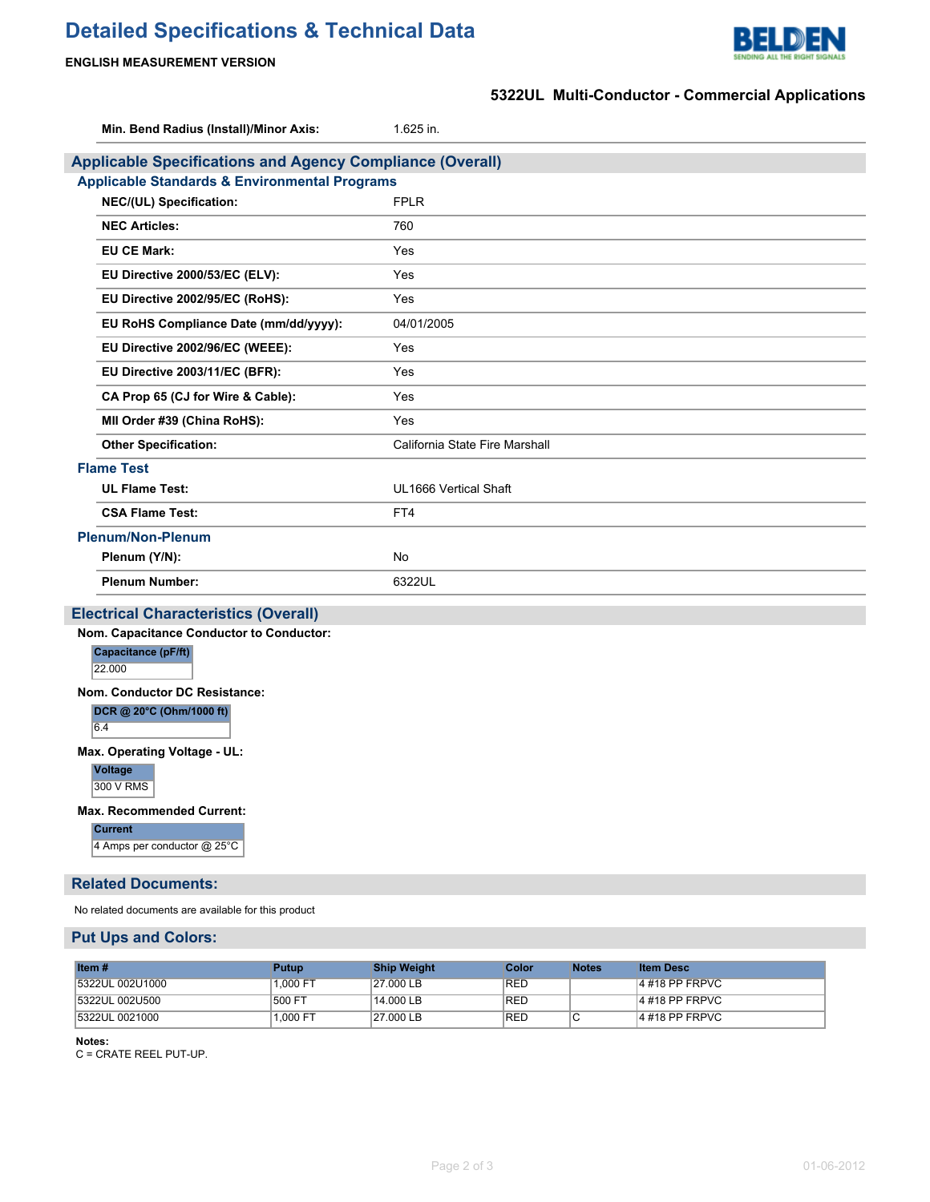# Detailed Specifications & Technical Data

**ENGLISH MEASUREMENT VERSION**

**5322UL Multi-Conductor - Commercial Applications**

| | |
|---|---|
| **Min. Bend Radius (Install)/Minor Axis:** | 1.625 in. |

## Applicable Specifications and Agency Compliance (Overall)

### Applicable Standards & Environmental Programs

| | |
|---|---|
| **NEC/(UL) Specification:** | FPLR |
| **NEC Articles:** | 760 |
| **EU CE Mark:** | Yes |
| **EU Directive 2000/53/EC (ELV):** | Yes |
| **EU Directive 2002/95/EC (RoHS):** | Yes |
| **EU RoHS Compliance Date (mm/dd/yyyy):** | 04/01/2005 |
| **EU Directive 2002/96/EC (WEEE):** | Yes |
| **EU Directive 2003/11/EC (BFR):** | Yes |
| **CA Prop 65 (CJ for Wire & Cable):** | Yes |
| **MII Order #39 (China RoHS):** | Yes |
| **Other Specification:** | California State Fire Marshall |

### Flame Test

| | |
|---|---|
| **UL Flame Test:** | UL1666 Vertical Shaft |
| **CSA Flame Test:** | FT4 |

### Plenum/Non-Plenum

| | |
|---|---|
| **Plenum (Y/N):** | No |
| **Plenum Number:** | 6322UL |

## Electrical Characteristics (Overall)

**Nom. Capacitance Conductor to Conductor:**

| Capacitance (pF/ft) |
|---|
| 22.000 |

**Nom. Conductor DC Resistance:**

| DCR @ 20°C (Ohm/1000 ft) |
|---|
| 6.4 |

**Max. Operating Voltage - UL:**

| Voltage |
|---|
| 300 V RMS |

**Max. Recommended Current:**

| Current |
|---|
| 4 Amps per conductor @ 25°C |

## Related Documents:

No related documents are available for this product

## Put Ups and Colors:

| Item # | Putup | Ship Weight | Color | Notes | Item Desc |
|---|---|---|---|---|---|
| 5322UL 002U1000 | 1,000 FT | 27.000 LB | RED | | 4 #18 PP FRPVC |
| 5322UL 002U500 | 500 FT | 14.000 LB | RED | | 4 #18 PP FRPVC |
| 5322UL 0021000 | 1,000 FT | 27.000 LB | RED | C | 4 #18 PP FRPVC |

**Notes:**
C = CRATE REEL PUT-UP.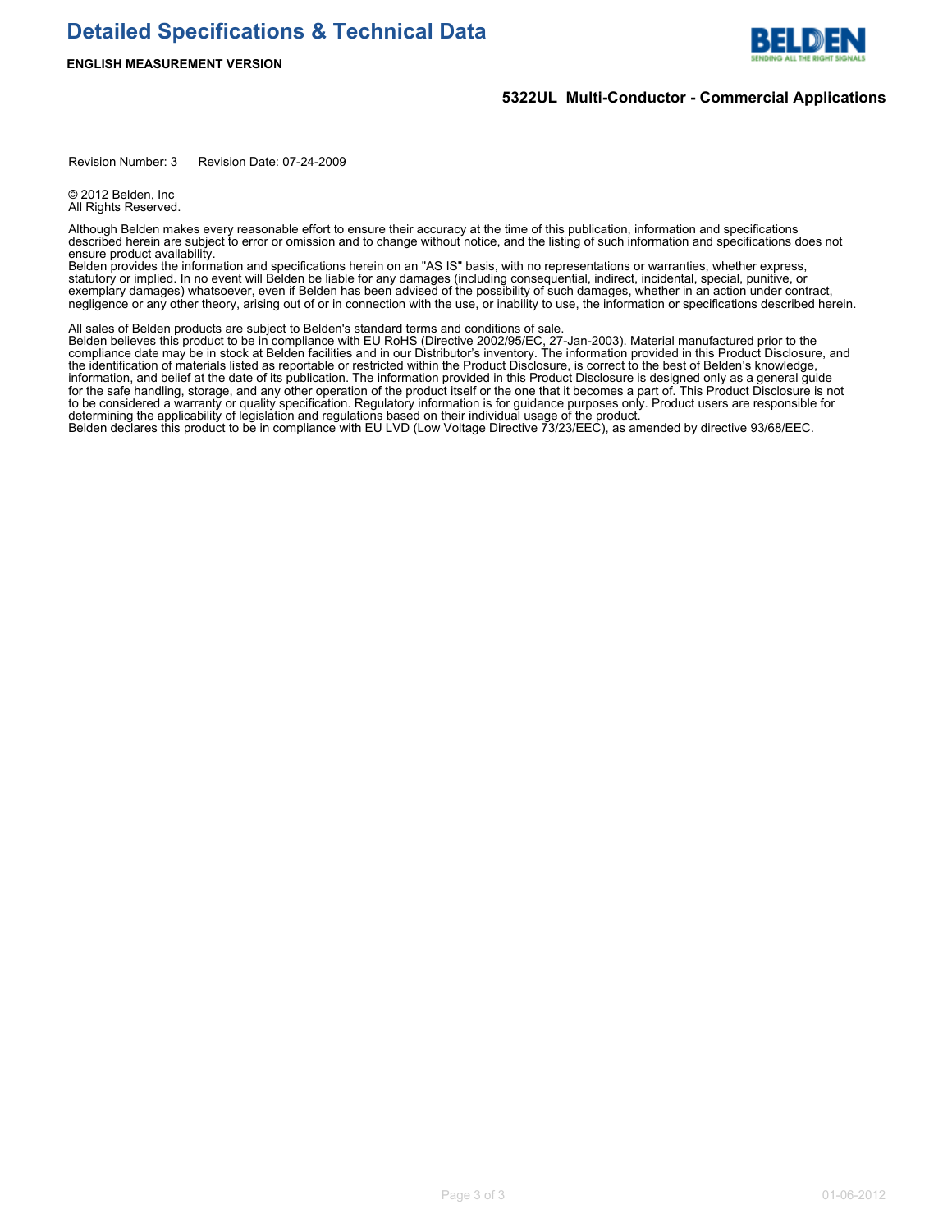Revision Number: 3 Revision Date: 07-24-2009

© 2012 Belden, Inc
All Rights Reserved.

Although Belden makes every reasonable effort to ensure their accuracy at the time of this publication, information and specifications described herein are subject to error or omission and to change without notice, and the listing of such information and specifications does not ensure product availability.
Belden provides the information and specifications herein on an "AS IS" basis, with no representations or warranties, whether express, statutory or implied. In no event will Belden be liable for any damages (including consequential, indirect, incidental, special, punitive, or exemplary damages) whatsoever, even if Belden has been advised of the possibility of such damages, whether in an action under contract, negligence or any other theory, arising out of or in connection with the use, or inability to use, the information or specifications described herein.

All sales of Belden products are subject to Belden's standard terms and conditions of sale.
Belden believes this product to be in compliance with EU RoHS (Directive 2002/95/EC, 27-Jan-2003). Material manufactured prior to the compliance date may be in stock at Belden facilities and in our Distributor's inventory. The information provided in this Product Disclosure, and the identification of materials listed as reportable or restricted within the Product Disclosure, is correct to the best of Belden's knowledge, information, and belief at the date of its publication. The information provided in this Product Disclosure is designed only as a general guide for the safe handling, storage, and any other operation of the product itself or the one that it becomes a part of. This Product Disclosure is not to be considered a warranty or quality specification. Regulatory information is for guidance purposes only. Product users are responsible for determining the applicability of legislation and regulations based on their individual usage of the product.
Belden declares this product to be in compliance with EU LVD (Low Voltage Directive 73/23/EEC), as amended by directive 93/68/EEC.